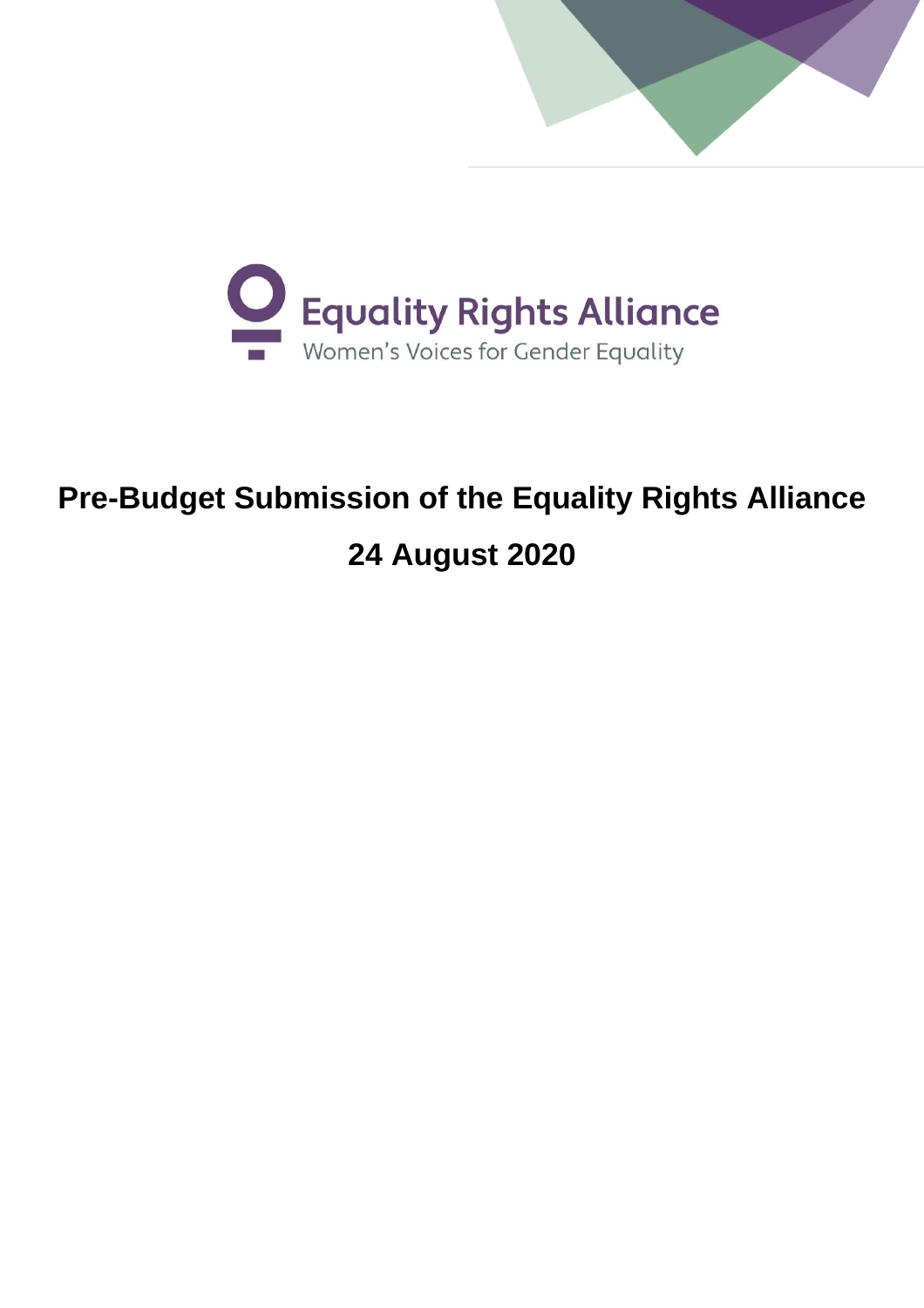Equality Rights Alliance

Women's Voices for Gender Equality

# Pre-Budget Submission of the Equality Rights Alliance

# 24 August 2020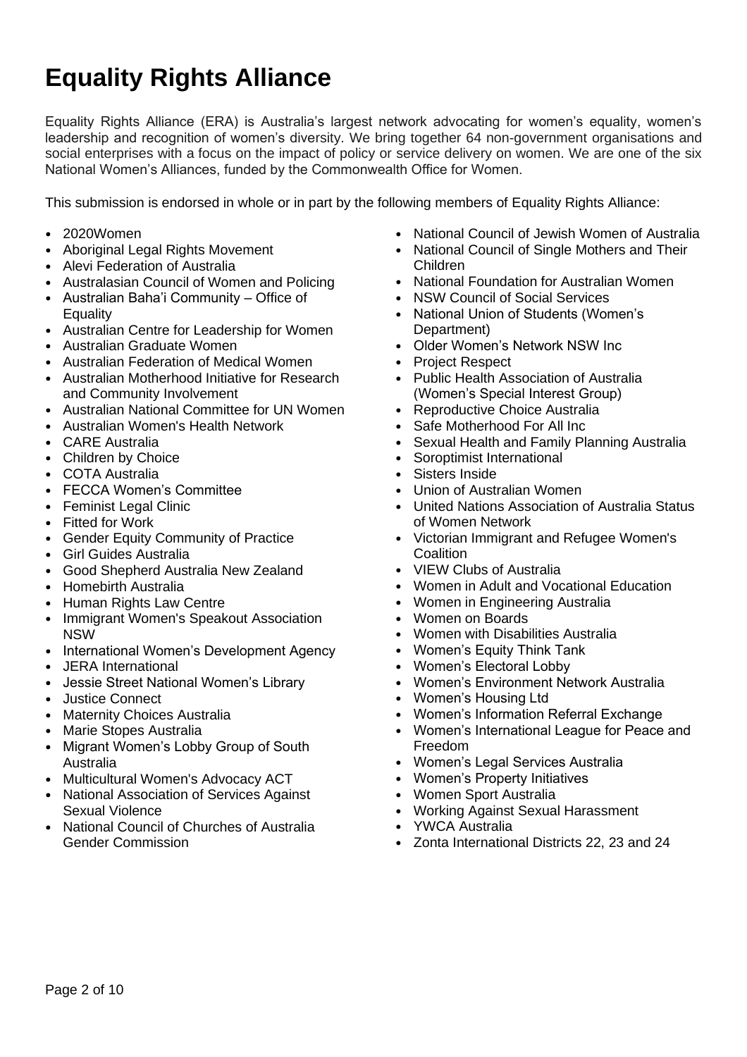# Equality Rights Alliance

Equality Rights Alliance (ERA) is Australia's largest network advocating for women's equality, women's leadership and recognition of women's diversity. We bring together 64 non-government organisations and social enterprises with a focus on the impact of policy or service delivery on women. We are one of the six National Women's Alliances, funded by the Commonwealth Office for Women.

This submission is endorsed in whole or in part by the following members of Equality Rights Alliance:

- 2020Women
- Aboriginal Legal Rights Movement
- Alevi Federation of Australia
- Australasian Council of Women and Policing
- Australian Baha'i Community – Office of Equality
- Australian Centre for Leadership for Women
- Australian Graduate Women
- Australian Federation of Medical Women
- Australian Motherhood Initiative for Research and Community Involvement
- Australian National Committee for UN Women
- Australian Women's Health Network
- CARE Australia
- Children by Choice
- COTA Australia
- FECCA Women's Committee
- Feminist Legal Clinic
- Fitted for Work
- Gender Equity Community of Practice
- Girl Guides Australia
- Good Shepherd Australia New Zealand
- Homebirth Australia
- Human Rights Law Centre
- Immigrant Women's Speakout Association NSW
- International Women's Development Agency
- JERA International
- Jessie Street National Women's Library
- Justice Connect
- Maternity Choices Australia
- Marie Stopes Australia
- Migrant Women's Lobby Group of South Australia
- Multicultural Women's Advocacy ACT
- National Association of Services Against Sexual Violence
- National Council of Churches of Australia Gender Commission
- National Council of Jewish Women of Australia
- National Council of Single Mothers and Their Children
- National Foundation for Australian Women
- NSW Council of Social Services
- National Union of Students (Women's Department)
- Older Women's Network NSW Inc
- Project Respect
- Public Health Association of Australia (Women's Special Interest Group)
- Reproductive Choice Australia
- Safe Motherhood For All Inc
- Sexual Health and Family Planning Australia
- Soroptimist International
- Sisters Inside
- Union of Australian Women
- United Nations Association of Australia Status of Women Network
- Victorian Immigrant and Refugee Women's Coalition
- VIEW Clubs of Australia
- Women in Adult and Vocational Education
- Women in Engineering Australia
- Women on Boards
- Women with Disabilities Australia
- Women's Equity Think Tank
- Women's Electoral Lobby
- Women's Environment Network Australia
- Women's Housing Ltd
- Women's Information Referral Exchange
- Women's International League for Peace and Freedom
- Women's Legal Services Australia
- Women's Property Initiatives
- Women Sport Australia
- Working Against Sexual Harassment
- YWCA Australia
- Zonta International Districts 22, 23 and 24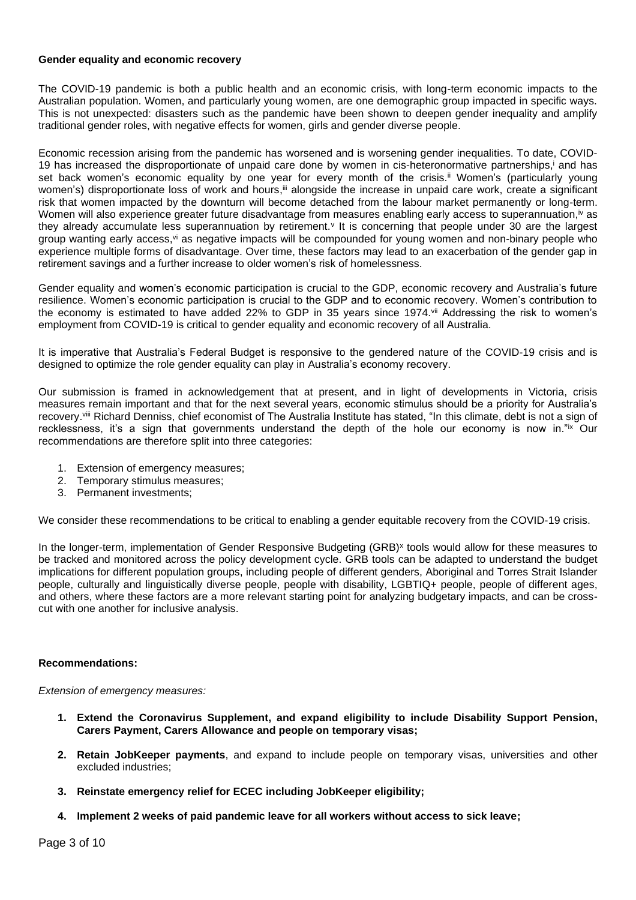**Gender equality and economic recovery**

The COVID-19 pandemic is both a public health and an economic crisis, with long-term economic impacts to the Australian population. Women, and particularly young women, are one demographic group impacted in specific ways. This is not unexpected: disasters such as the pandemic have been shown to deepen gender inequality and amplify traditional gender roles, with negative effects for women, girls and gender diverse people.

Economic recession arising from the pandemic has worsened and is worsening gender inequalities. To date, COVID-19 has increased the disproportionate of unpaid care done by women in cis-heteronormative partnerships,[i] and has set back women's economic equality by one year for every month of the crisis.[ii] Women's (particularly young women's) disproportionate loss of work and hours,[iii] alongside the increase in unpaid care work, create a significant risk that women impacted by the downturn will become detached from the labour market permanently or long-term. Women will also experience greater future disadvantage from measures enabling early access to superannuation,[iv] as they already accumulate less superannuation by retirement.[v] It is concerning that people under 30 are the largest group wanting early access,[vi] as negative impacts will be compounded for young women and non-binary people who experience multiple forms of disadvantage. Over time, these factors may lead to an exacerbation of the gender gap in retirement savings and a further increase to older women's risk of homelessness.

Gender equality and women's economic participation is crucial to the GDP, economic recovery and Australia's future resilience. Women's economic participation is crucial to the GDP and to economic recovery. Women's contribution to the economy is estimated to have added 22% to GDP in 35 years since 1974.[vii] Addressing the risk to women's employment from COVID-19 is critical to gender equality and economic recovery of all Australia.

It is imperative that Australia's Federal Budget is responsive to the gendered nature of the COVID-19 crisis and is designed to optimize the role gender equality can play in Australia's economy recovery.

Our submission is framed in acknowledgement that at present, and in light of developments in Victoria, crisis measures remain important and that for the next several years, economic stimulus should be a priority for Australia's recovery.[viii] Richard Denniss, chief economist of The Australia Institute has stated, "In this climate, debt is not a sign of recklessness, it's a sign that governments understand the depth of the hole our economy is now in."[ix] Our recommendations are therefore split into three categories:

1. Extension of emergency measures;
2. Temporary stimulus measures;
3. Permanent investments;

We consider these recommendations to be critical to enabling a gender equitable recovery from the COVID-19 crisis.

In the longer-term, implementation of Gender Responsive Budgeting (GRB)[x] tools would allow for these measures to be tracked and monitored across the policy development cycle. GRB tools can be adapted to understand the budget implications for different population groups, including people of different genders, Aboriginal and Torres Strait Islander people, culturally and linguistically diverse people, people with disability, LGBTIQ+ people, people of different ages, and others, where these factors are a more relevant starting point for analyzing budgetary impacts, and can be cross-cut with one another for inclusive analysis.

**Recommendations:**

*Extension of emergency measures:*

1. **Extend the Coronavirus Supplement, and expand eligibility to include Disability Support Pension, Carers Payment, Carers Allowance and people on temporary visas;**
2. **Retain JobKeeper payments**, and expand to include people on temporary visas, universities and other excluded industries;
3. **Reinstate emergency relief for ECEC including JobKeeper eligibility;**
4. **Implement 2 weeks of paid pandemic leave for all workers without access to sick leave;**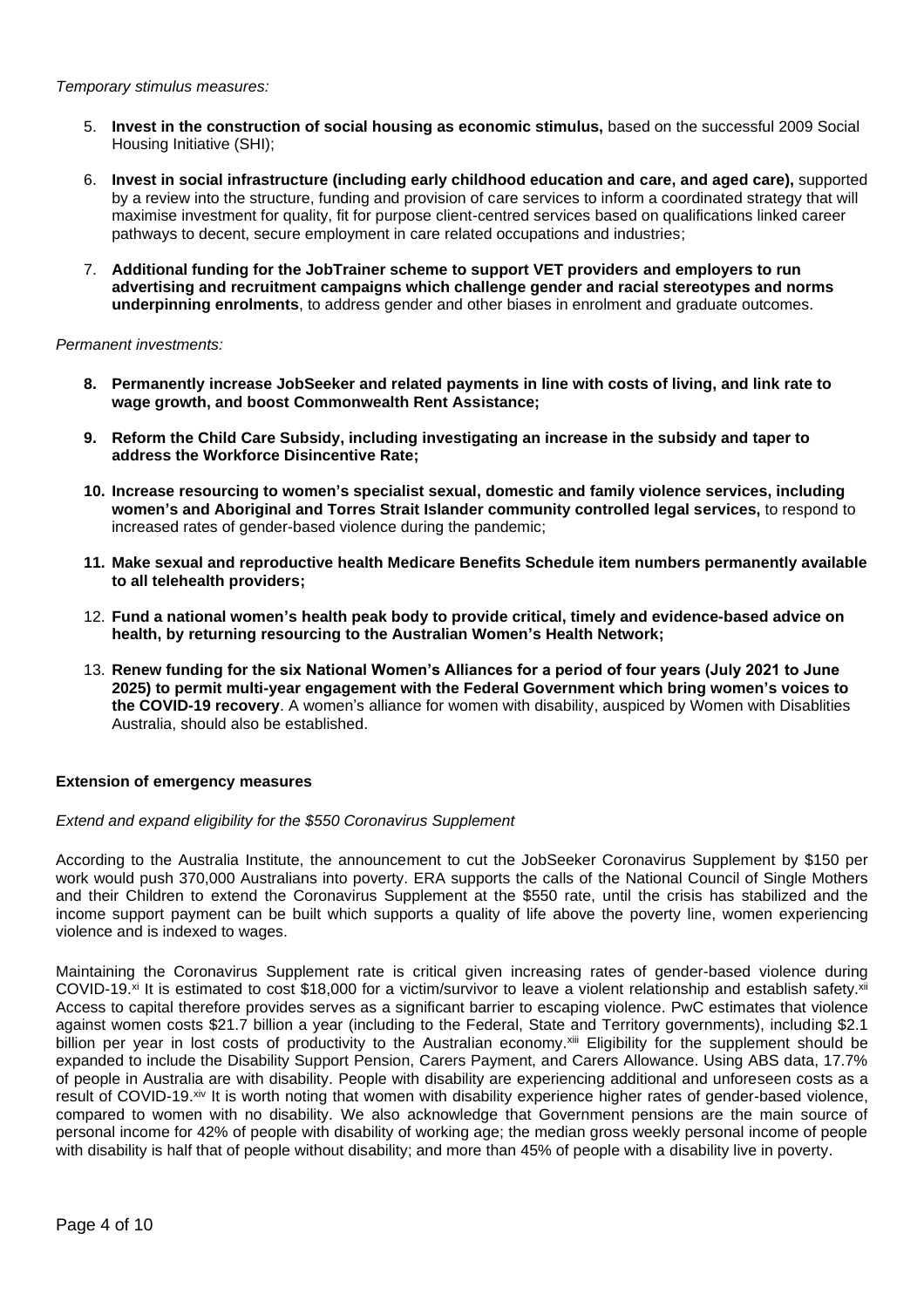*Temporary stimulus measures:*

5. **Invest in the construction of social housing as economic stimulus,** based on the successful 2009 Social Housing Initiative (SHI);

6. **Invest in social infrastructure (including early childhood education and care, and aged care),** supported by a review into the structure, funding and provision of care services to inform a coordinated strategy that will maximise investment for quality, fit for purpose client-centred services based on qualifications linked career pathways to decent, secure employment in care related occupations and industries;

7. **Additional funding for the JobTrainer scheme to support VET providers and employers to run advertising and recruitment campaigns which challenge gender and racial stereotypes and norms underpinning enrolments**, to address gender and other biases in enrolment and graduate outcomes.

*Permanent investments:*

8. **Permanently increase JobSeeker and related payments in line with costs of living, and link rate to wage growth, and boost Commonwealth Rent Assistance;**

9. **Reform the Child Care Subsidy, including investigating an increase in the subsidy and taper to address the Workforce Disincentive Rate;**

10. **Increase resourcing to women's specialist sexual, domestic and family violence services, including women's and Aboriginal and Torres Strait Islander community controlled legal services,** to respond to increased rates of gender-based violence during the pandemic;

11. **Make sexual and reproductive health Medicare Benefits Schedule item numbers permanently available to all telehealth providers;**

12. **Fund a national women's health peak body to provide critical, timely and evidence-based advice on health, by returning resourcing to the Australian Women's Health Network;**

13. **Renew funding for the six National Women's Alliances for a period of four years (July 2021 to June 2025) to permit multi-year engagement with the Federal Government which bring women's voices to the COVID-19 recovery**. A women's alliance for women with disability, auspiced by Women with Disablities Australia, should also be established.

**Extension of emergency measures**

*Extend and expand eligibility for the $550 Coronavirus Supplement*

According to the Australia Institute, the announcement to cut the JobSeeker Coronavirus Supplement by $150 per work would push 370,000 Australians into poverty. ERA supports the calls of the National Council of Single Mothers and their Children to extend the Coronavirus Supplement at the $550 rate, until the crisis has stabilized and the income support payment can be built which supports a quality of life above the poverty line, women experiencing violence and is indexed to wages.

Maintaining the Coronavirus Supplement rate is critical given increasing rates of gender-based violence during COVID-19.[xi] It is estimated to cost $18,000 for a victim/survivor to leave a violent relationship and establish safety.[xii] Access to capital therefore provides serves as a significant barrier to escaping violence. PwC estimates that violence against women costs $21.7 billion a year (including to the Federal, State and Territory governments), including $2.1 billion per year in lost costs of productivity to the Australian economy.[xiii] Eligibility for the supplement should be expanded to include the Disability Support Pension, Carers Payment, and Carers Allowance. Using ABS data, 17.7% of people in Australia are with disability. People with disability are experiencing additional and unforeseen costs as a result of COVID-19.[xiv] It is worth noting that women with disability experience higher rates of gender-based violence, compared to women with no disability. We also acknowledge that Government pensions are the main source of personal income for 42% of people with disability of working age; the median gross weekly personal income of people with disability is half that of people without disability; and more than 45% of people with a disability live in poverty.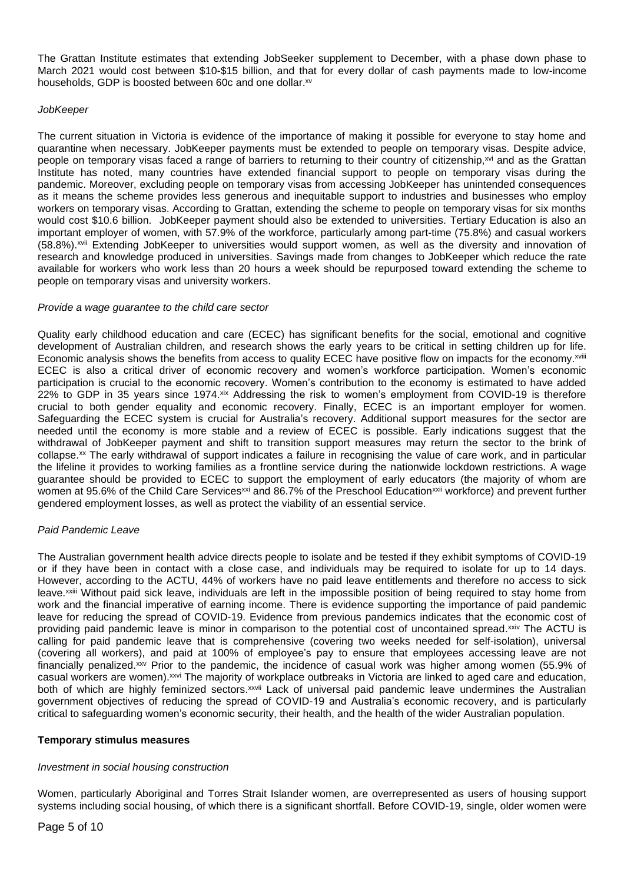The Grattan Institute estimates that extending JobSeeker supplement to December, with a phase down phase to March 2021 would cost between $10-$15 billion, and that for every dollar of cash payments made to low-income households, GDP is boosted between 60c and one dollar.[xv]

*JobKeeper*

The current situation in Victoria is evidence of the importance of making it possible for everyone to stay home and quarantine when necessary. JobKeeper payments must be extended to people on temporary visas. Despite advice, people on temporary visas faced a range of barriers to returning to their country of citizenship,[xvi] and as the Grattan Institute has noted, many countries have extended financial support to people on temporary visas during the pandemic. Moreover, excluding people on temporary visas from accessing JobKeeper has unintended consequences as it means the scheme provides less generous and inequitable support to industries and businesses who employ workers on temporary visas. According to Grattan, extending the scheme to people on temporary visas for six months would cost $10.6 billion. JobKeeper payment should also be extended to universities. Tertiary Education is also an important employer of women, with 57.9% of the workforce, particularly among part-time (75.8%) and casual workers (58.8%).[xvii] Extending JobKeeper to universities would support women, as well as the diversity and innovation of research and knowledge produced in universities. Savings made from changes to JobKeeper which reduce the rate available for workers who work less than 20 hours a week should be repurposed toward extending the scheme to people on temporary visas and university workers.

*Provide a wage guarantee to the child care sector*

Quality early childhood education and care (ECEC) has significant benefits for the social, emotional and cognitive development of Australian children, and research shows the early years to be critical in setting children up for life. Economic analysis shows the benefits from access to quality ECEC have positive flow on impacts for the economy.[xviii] ECEC is also a critical driver of economic recovery and women's workforce participation. Women's economic participation is crucial to the economic recovery. Women's contribution to the economy is estimated to have added 22% to GDP in 35 years since 1974.[xix] Addressing the risk to women's employment from COVID-19 is therefore crucial to both gender equality and economic recovery. Finally, ECEC is an important employer for women. Safeguarding the ECEC system is crucial for Australia's recovery. Additional support measures for the sector are needed until the economy is more stable and a review of ECEC is possible. Early indications suggest that the withdrawal of JobKeeper payment and shift to transition support measures may return the sector to the brink of collapse.[xx] The early withdrawal of support indicates a failure in recognising the value of care work, and in particular the lifeline it provides to working families as a frontline service during the nationwide lockdown restrictions. A wage guarantee should be provided to ECEC to support the employment of early educators (the majority of whom are women at 95.6% of the Child Care Services[xxi] and 86.7% of the Preschool Education[xxii] workforce) and prevent further gendered employment losses, as well as protect the viability of an essential service.

*Paid Pandemic Leave*

The Australian government health advice directs people to isolate and be tested if they exhibit symptoms of COVID-19 or if they have been in contact with a close case, and individuals may be required to isolate for up to 14 days. However, according to the ACTU, 44% of workers have no paid leave entitlements and therefore no access to sick leave.[xxiii] Without paid sick leave, individuals are left in the impossible position of being required to stay home from work and the financial imperative of earning income. There is evidence supporting the importance of paid pandemic leave for reducing the spread of COVID-19. Evidence from previous pandemics indicates that the economic cost of providing paid pandemic leave is minor in comparison to the potential cost of uncontained spread.[xxiv] The ACTU is calling for paid pandemic leave that is comprehensive (covering two weeks needed for self-isolation), universal (covering all workers), and paid at 100% of employee's pay to ensure that employees accessing leave are not financially penalized.[xxv] Prior to the pandemic, the incidence of casual work was higher among women (55.9% of casual workers are women).[xxvi] The majority of workplace outbreaks in Victoria are linked to aged care and education, both of which are highly feminized sectors.[xxvii] Lack of universal paid pandemic leave undermines the Australian government objectives of reducing the spread of COVID-19 and Australia's economic recovery, and is particularly critical to safeguarding women's economic security, their health, and the health of the wider Australian population.

**Temporary stimulus measures**

*Investment in social housing construction*

Women, particularly Aboriginal and Torres Strait Islander women, are overrepresented as users of housing support systems including social housing, of which there is a significant shortfall. Before COVID-19, single, older women were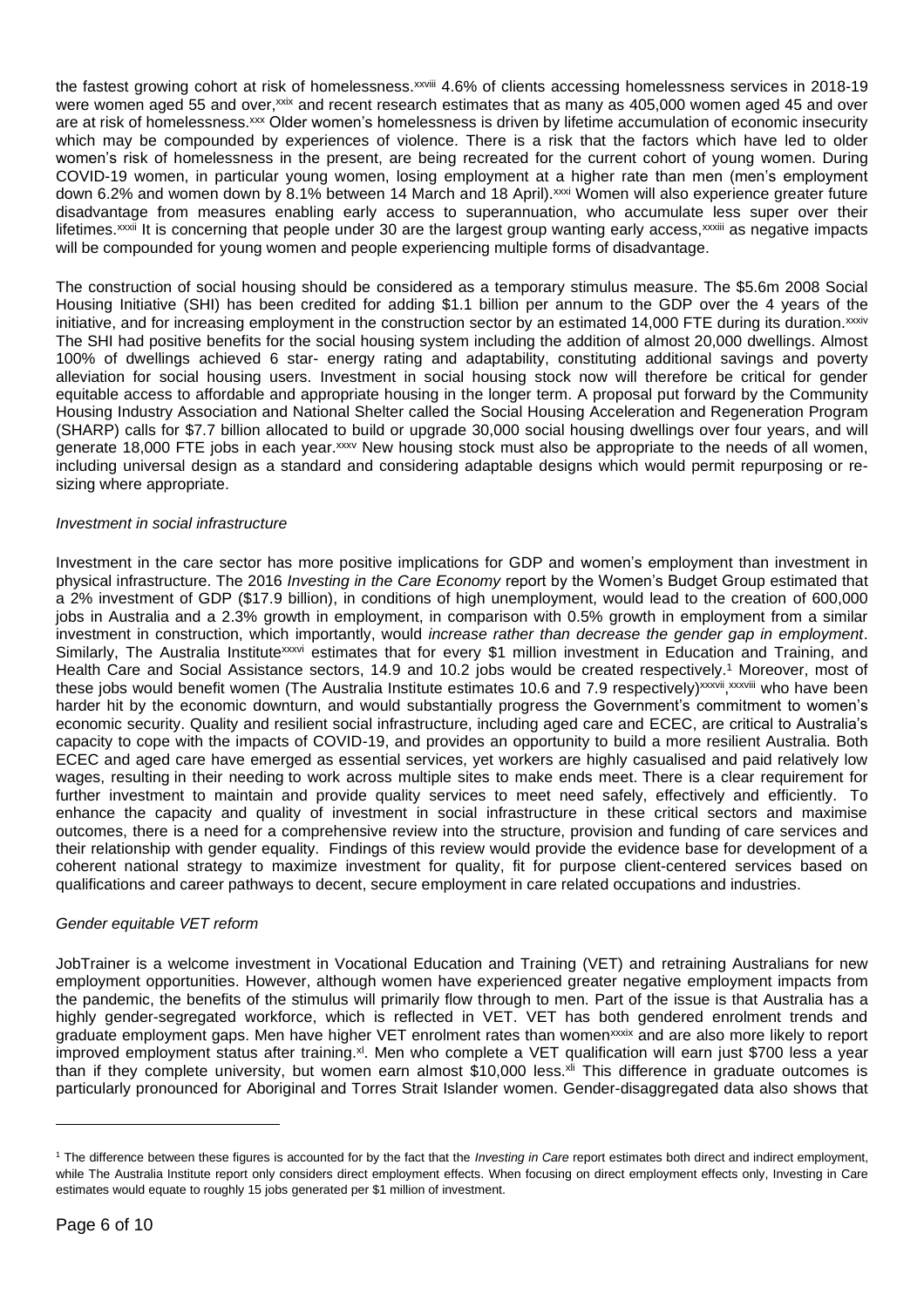the fastest growing cohort at risk of homelessness.[xxviii] 4.6% of clients accessing homelessness services in 2018-19 were women aged 55 and over,[xxix] and recent research estimates that as many as 405,000 women aged 45 and over are at risk of homelessness.[xxx] Older women's homelessness is driven by lifetime accumulation of economic insecurity which may be compounded by experiences of violence. There is a risk that the factors which have led to older women's risk of homelessness in the present, are being recreated for the current cohort of young women. During COVID-19 women, in particular young women, losing employment at a higher rate than men (men's employment down 6.2% and women down by 8.1% between 14 March and 18 April).[xxxi] Women will also experience greater future disadvantage from measures enabling early access to superannuation, who accumulate less super over their lifetimes.[xxxii] It is concerning that people under 30 are the largest group wanting early access,[xxxiii] as negative impacts will be compounded for young women and people experiencing multiple forms of disadvantage.

The construction of social housing should be considered as a temporary stimulus measure. The $5.6m 2008 Social Housing Initiative (SHI) has been credited for adding $1.1 billion per annum to the GDP over the 4 years of the initiative, and for increasing employment in the construction sector by an estimated 14,000 FTE during its duration.[xxxiv] The SHI had positive benefits for the social housing system including the addition of almost 20,000 dwellings. Almost 100% of dwellings achieved 6 star- energy rating and adaptability, constituting additional savings and poverty alleviation for social housing users. Investment in social housing stock now will therefore be critical for gender equitable access to affordable and appropriate housing in the longer term. A proposal put forward by the Community Housing Industry Association and National Shelter called the Social Housing Acceleration and Regeneration Program (SHARP) calls for $7.7 billion allocated to build or upgrade 30,000 social housing dwellings over four years, and will generate 18,000 FTE jobs in each year.[xxxv] New housing stock must also be appropriate to the needs of all women, including universal design as a standard and considering adaptable designs which would permit repurposing or re-sizing where appropriate.

*Investment in social infrastructure*

Investment in the care sector has more positive implications for GDP and women's employment than investment in physical infrastructure. The 2016 *Investing in the Care Economy* report by the Women's Budget Group estimated that a 2% investment of GDP ($17.9 billion), in conditions of high unemployment, would lead to the creation of 600,000 jobs in Australia and a 2.3% growth in employment, in comparison with 0.5% growth in employment from a similar investment in construction, which importantly, would *increase rather than decrease the gender gap in employment*. Similarly, The Australia Institute[xxxvi] estimates that for every $1 million investment in Education and Training, and Health Care and Social Assistance sectors, 14.9 and 10.2 jobs would be created respectively.[1] Moreover, most of these jobs would benefit women (The Australia Institute estimates 10.6 and 7.9 respectively)[xxxvii,xxxviii] who have been harder hit by the economic downturn, and would substantially progress the Government's commitment to women's economic security. Quality and resilient social infrastructure, including aged care and ECEC, are critical to Australia's capacity to cope with the impacts of COVID-19, and provides an opportunity to build a more resilient Australia. Both ECEC and aged care have emerged as essential services, yet workers are highly casualised and paid relatively low wages, resulting in their needing to work across multiple sites to make ends meet. There is a clear requirement for further investment to maintain and provide quality services to meet need safely, effectively and efficiently. To enhance the capacity and quality of investment in social infrastructure in these critical sectors and maximise outcomes, there is a need for a comprehensive review into the structure, provision and funding of care services and their relationship with gender equality. Findings of this review would provide the evidence base for development of a coherent national strategy to maximize investment for quality, fit for purpose client-centered services based on qualifications and career pathways to decent, secure employment in care related occupations and industries.

*Gender equitable VET reform*

JobTrainer is a welcome investment in Vocational Education and Training (VET) and retraining Australians for new employment opportunities. However, although women have experienced greater negative employment impacts from the pandemic, the benefits of the stimulus will primarily flow through to men. Part of the issue is that Australia has a highly gender-segregated workforce, which is reflected in VET. VET has both gendered enrolment trends and graduate employment gaps. Men have higher VET enrolment rates than women[xxxix] and are also more likely to report improved employment status after training.[xl]. Men who complete a VET qualification will earn just $700 less a year than if they complete university, but women earn almost $10,000 less.[xli] This difference in graduate outcomes is particularly pronounced for Aboriginal and Torres Strait Islander women. Gender-disaggregated data also shows that

[1] The difference between these figures is accounted for by the fact that the *Investing in Care* report estimates both direct and indirect employment, while The Australia Institute report only considers direct employment effects. When focusing on direct employment effects only, Investing in Care estimates would equate to roughly 15 jobs generated per $1 million of investment.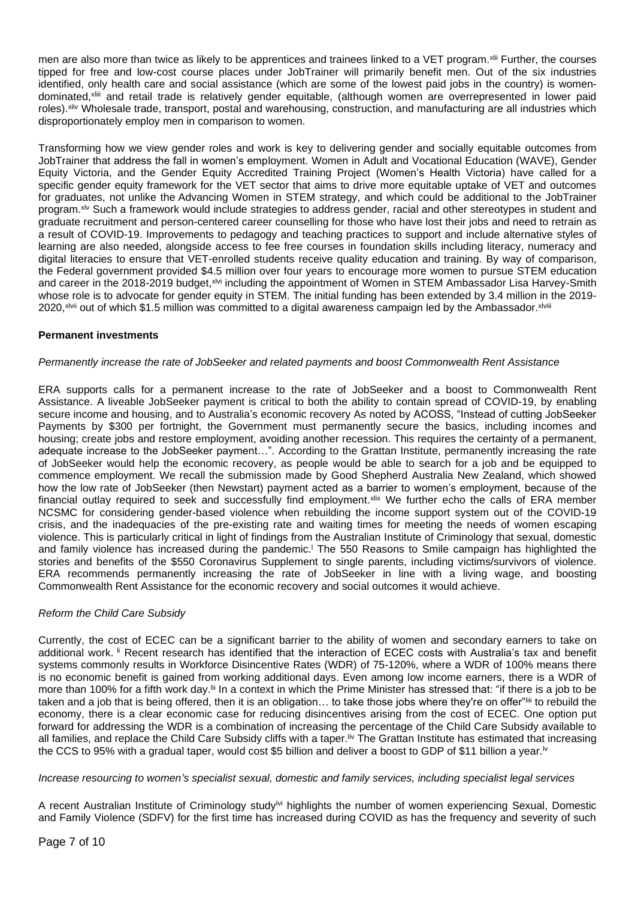men are also more than twice as likely to be apprentices and trainees linked to a VET program.[xlii] Further, the courses tipped for free and low-cost course places under JobTrainer will primarily benefit men. Out of the six industries identified, only health care and social assistance (which are some of the lowest paid jobs in the country) is women-dominated,[xliii] and retail trade is relatively gender equitable, (although women are overrepresented in lower paid roles).[xliv] Wholesale trade, transport, postal and warehousing, construction, and manufacturing are all industries which disproportionately employ men in comparison to women.

Transforming how we view gender roles and work is key to delivering gender and socially equitable outcomes from JobTrainer that address the fall in women's employment. Women in Adult and Vocational Education (WAVE), Gender Equity Victoria, and the Gender Equity Accredited Training Project (Women's Health Victoria) have called for a specific gender equity framework for the VET sector that aims to drive more equitable uptake of VET and outcomes for graduates, not unlike the Advancing Women in STEM strategy, and which could be additional to the JobTrainer program.[xlv] Such a framework would include strategies to address gender, racial and other stereotypes in student and graduate recruitment and person-centered career counselling for those who have lost their jobs and need to retrain as a result of COVID-19. Improvements to pedagogy and teaching practices to support and include alternative styles of learning are also needed, alongside access to fee free courses in foundation skills including literacy, numeracy and digital literacies to ensure that VET-enrolled students receive quality education and training. By way of comparison, the Federal government provided $4.5 million over four years to encourage more women to pursue STEM education and career in the 2018-2019 budget,[xlvi] including the appointment of Women in STEM Ambassador Lisa Harvey-Smith whose role is to advocate for gender equity in STEM. The initial funding has been extended by 3.4 million in the 2019-2020,[xlvii] out of which $1.5 million was committed to a digital awareness campaign led by the Ambassador.[xlviii]

**Permanent investments**

*Permanently increase the rate of JobSeeker and related payments and boost Commonwealth Rent Assistance*

ERA supports calls for a permanent increase to the rate of JobSeeker and a boost to Commonwealth Rent Assistance. A liveable JobSeeker payment is critical to both the ability to contain spread of COVID-19, by enabling secure income and housing, and to Australia's economic recovery As noted by ACOSS, "Instead of cutting JobSeeker Payments by $300 per fortnight, the Government must permanently secure the basics, including incomes and housing; create jobs and restore employment, avoiding another recession. This requires the certainty of a permanent, adequate increase to the JobSeeker payment…". According to the Grattan Institute, permanently increasing the rate of JobSeeker would help the economic recovery, as people would be able to search for a job and be equipped to commence employment. We recall the submission made by Good Shepherd Australia New Zealand, which showed how the low rate of JobSeeker (then Newstart) payment acted as a barrier to women's employment, because of the financial outlay required to seek and successfully find employment.[xlix] We further echo the calls of ERA member NCSMC for considering gender-based violence when rebuilding the income support system out of the COVID-19 crisis, and the inadequacies of the pre-existing rate and waiting times for meeting the needs of women escaping violence. This is particularly critical in light of findings from the Australian Institute of Criminology that sexual, domestic and family violence has increased during the pandemic.[l] The 550 Reasons to Smile campaign has highlighted the stories and benefits of the $550 Coronavirus Supplement to single parents, including victims/survivors of violence. ERA recommends permanently increasing the rate of JobSeeker in line with a living wage, and boosting Commonwealth Rent Assistance for the economic recovery and social outcomes it would achieve.

*Reform the Child Care Subsidy*

Currently, the cost of ECEC can be a significant barrier to the ability of women and secondary earners to take on additional work. [li] Recent research has identified that the interaction of ECEC costs with Australia's tax and benefit systems commonly results in Workforce Disincentive Rates (WDR) of 75-120%, where a WDR of 100% means there is no economic benefit is gained from working additional days. Even among low income earners, there is a WDR of more than 100% for a fifth work day.[lii] In a context in which the Prime Minister has stressed that: "if there is a job to be taken and a job that is being offered, then it is an obligation… to take those jobs where they're on offer"[liii] to rebuild the economy, there is a clear economic case for reducing disincentives arising from the cost of ECEC. One option put forward for addressing the WDR is a combination of increasing the percentage of the Child Care Subsidy available to all families, and replace the Child Care Subsidy cliffs with a taper.[liv] The Grattan Institute has estimated that increasing the CCS to 95% with a gradual taper, would cost $5 billion and deliver a boost to GDP of $11 billion a year.[lv]

*Increase resourcing to women's specialist sexual, domestic and family services, including specialist legal services*

A recent Australian Institute of Criminology study[lvi] highlights the number of women experiencing Sexual, Domestic and Family Violence (SDFV) for the first time has increased during COVID as has the frequency and severity of such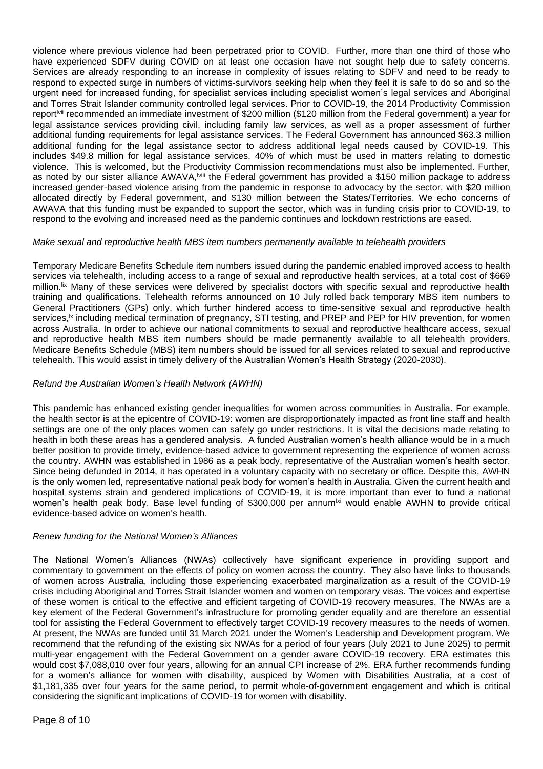violence where previous violence had been perpetrated prior to COVID. Further, more than one third of those who have experienced SDFV during COVID on at least one occasion have not sought help due to safety concerns. Services are already responding to an increase in complexity of issues relating to SDFV and need to be ready to respond to expected surge in numbers of victims-survivors seeking help when they feel it is safe to do so and so the urgent need for increased funding, for specialist services including specialist women's legal services and Aboriginal and Torres Strait Islander community controlled legal services. Prior to COVID-19, the 2014 Productivity Commission report[lvii] recommended an immediate investment of $200 million ($120 million from the Federal government) a year for legal assistance services providing civil, including family law services, as well as a proper assessment of further additional funding requirements for legal assistance services. The Federal Government has announced $63.3 million additional funding for the legal assistance sector to address additional legal needs caused by COVID-19. This includes $49.8 million for legal assistance services, 40% of which must be used in matters relating to domestic violence. This is welcomed, but the Productivity Commission recommendations must also be implemented. Further, as noted by our sister alliance AWAVA,[lviii] the Federal government has provided a $150 million package to address increased gender-based violence arising from the pandemic in response to advocacy by the sector, with $20 million allocated directly by Federal government, and $130 million between the States/Territories. We echo concerns of AWAVA that this funding must be expanded to support the sector, which was in funding crisis prior to COVID-19, to respond to the evolving and increased need as the pandemic continues and lockdown restrictions are eased.

*Make sexual and reproductive health MBS item numbers permanently available to telehealth providers*

Temporary Medicare Benefits Schedule item numbers issued during the pandemic enabled improved access to health services via telehealth, including access to a range of sexual and reproductive health services, at a total cost of $669 million.[lix] Many of these services were delivered by specialist doctors with specific sexual and reproductive health training and qualifications. Telehealth reforms announced on 10 July rolled back temporary MBS item numbers to General Practitioners (GPs) only, which further hindered access to time-sensitive sexual and reproductive health services,[lx] including medical termination of pregnancy, STI testing, and PREP and PEP for HIV prevention, for women across Australia. In order to achieve our national commitments to sexual and reproductive healthcare access, sexual and reproductive health MBS item numbers should be made permanently available to all telehealth providers. Medicare Benefits Schedule (MBS) item numbers should be issued for all services related to sexual and reproductive telehealth. This would assist in timely delivery of the Australian Women's Health Strategy (2020-2030).

*Refund the Australian Women's Health Network (AWHN)*

This pandemic has enhanced existing gender inequalities for women across communities in Australia. For example, the health sector is at the epicentre of COVID-19: women are disproportionately impacted as front line staff and health settings are one of the only places women can safely go under restrictions. It is vital the decisions made relating to health in both these areas has a gendered analysis. A funded Australian women's health alliance would be in a much better position to provide timely, evidence-based advice to government representing the experience of women across the country. AWHN was established in 1986 as a peak body, representative of the Australian women's health sector. Since being defunded in 2014, it has operated in a voluntary capacity with no secretary or office. Despite this, AWHN is the only women led, representative national peak body for women's health in Australia. Given the current health and hospital systems strain and gendered implications of COVID-19, it is more important than ever to fund a national women's health peak body. Base level funding of $300,000 per annum[lxi] would enable AWHN to provide critical evidence-based advice on women's health.

*Renew funding for the National Women's Alliances*

The National Women's Alliances (NWAs) collectively have significant experience in providing support and commentary to government on the effects of policy on women across the country. They also have links to thousands of women across Australia, including those experiencing exacerbated marginalization as a result of the COVID-19 crisis including Aboriginal and Torres Strait Islander women and women on temporary visas. The voices and expertise of these women is critical to the effective and efficient targeting of COVID-19 recovery measures. The NWAs are a key element of the Federal Government's infrastructure for promoting gender equality and are therefore an essential tool for assisting the Federal Government to effectively target COVID-19 recovery measures to the needs of women. At present, the NWAs are funded until 31 March 2021 under the Women's Leadership and Development program. We recommend that the refunding of the existing six NWAs for a period of four years (July 2021 to June 2025) to permit multi-year engagement with the Federal Government on a gender aware COVID-19 recovery. ERA estimates this would cost $7,088,010 over four years, allowing for an annual CPI increase of 2%. ERA further recommends funding for a women's alliance for women with disability, auspiced by Women with Disabilities Australia, at a cost of $1,181,335 over four years for the same period, to permit whole-of-government engagement and which is critical considering the significant implications of COVID-19 for women with disability.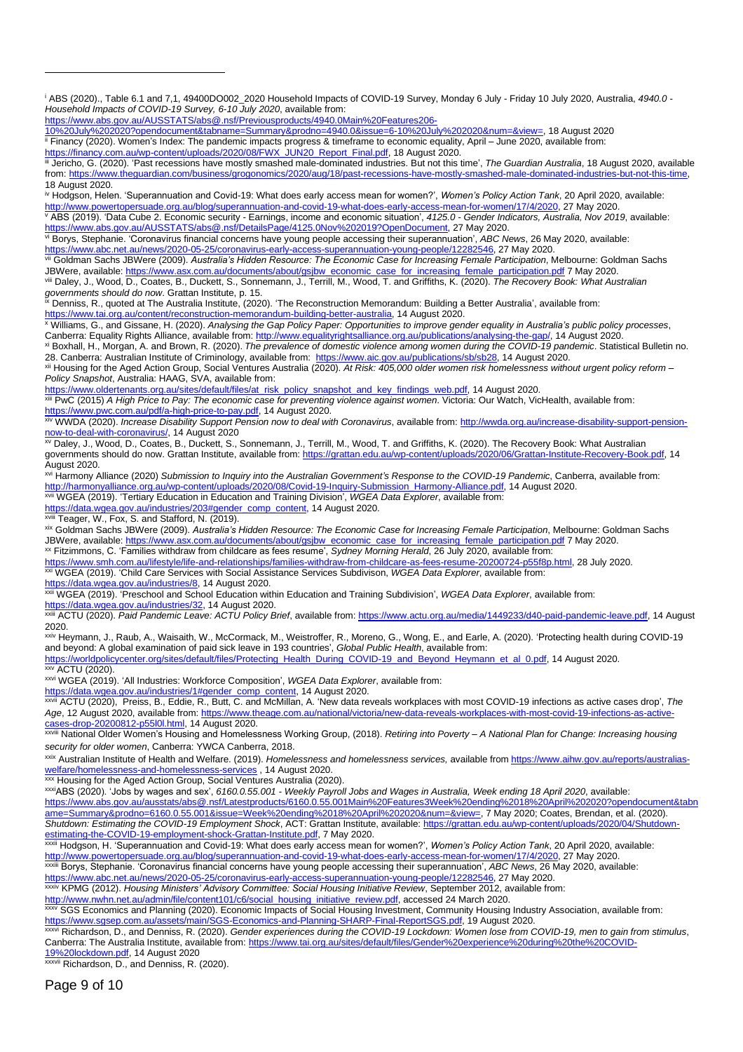[i] ABS (2020)., Table 6.1 and 7,1, 49400DO002_2020 Household Impacts of COVID-19 Survey, Monday 6 July - Friday 10 July 2020, Australia, *4940.0 - Household Impacts of COVID-19 Survey, 6-10 July 2020*, available from: https://www.abs.gov.au/AUSSTATS/abs@.nsf/Previousproducts/4940.0Main%20Features206-10%20July%202020?opendocument&tabname=Summary&prodno=4940.0&issue=6-10%20July%202020&num=&view=, 18 August 2020

[ii] Financy (2020). Women's Index: The pandemic impacts progress & timeframe to economic equality, April – June 2020, available from: https://financy.com.au/wp-content/uploads/2020/08/FWX_JUN20_Report_Final.pdf, 18 August 2020.

[iii] Jericho, G. (2020). 'Past recessions have mostly smashed male-dominated industries. But not this time', *The Guardian Australia*, 18 August 2020, available from: https://www.theguardian.com/business/grogonomics/2020/aug/18/past-recessions-have-mostly-smashed-male-dominated-industries-but-not-this-time, 18 August 2020.

[iv] Hodgson, Helen. 'Superannuation and Covid-19: What does early access mean for women?', *Women's Policy Action Tank*, 20 April 2020, available: http://www.powertopersuade.org.au/blog/superannuation-and-covid-19-what-does-early-access-mean-for-women/17/4/2020, 27 May 2020.

[v] ABS (2019). 'Data Cube 2. Economic security - Earnings, income and economic situation', *4125.0 - Gender Indicators, Australia, Nov 2019*, available: https://www.abs.gov.au/AUSSTATS/abs@.nsf/DetailsPage/4125.0Nov%202019?OpenDocument, 27 May 2020.

[vi] Borys, Stephanie. 'Coronavirus financial concerns have young people accessing their superannuation', *ABC News*, 26 May 2020, available: https://www.abc.net.au/news/2020-05-25/coronavirus-early-access-superannuation-young-people/12282546, 27 May 2020.

[vii] Goldman Sachs JBWere (2009). *Australia's Hidden Resource: The Economic Case for Increasing Female Participation*, Melbourne: Goldman Sachs JBWere, available: https://www.asx.com.au/documents/about/gsjbw_economic_case_for_increasing_female_participation.pdf 7 May 2020.

[viii] Daley, J., Wood, D., Coates, B., Duckett, S., Sonnemann, J., Terrill, M., Wood, T. and Griffiths, K. (2020). *The Recovery Book: What Australian governments should do now*. Grattan Institute, p. 15.

[ix] Denniss, R., quoted at The Australia Institute, (2020). 'The Reconstruction Memorandum: Building a Better Australia', available from: https://www.tai.org.au/content/reconstruction-memorandum-building-better-australia, 14 August 2020.

[x] Williams, G., and Gissane, H. (2020). *Analysing the Gap Policy Paper: Opportunities to improve gender equality in Australia's public policy processes*, Canberra: Equality Rights Alliance, available from: http://www.equalityrightsalliance.org.au/publications/analysing-the-gap/, 14 August 2020.

[xi] Boxhall, H., Morgan, A. and Brown, R. (2020). *The prevalence of domestic violence among women during the COVID-19 pandemic*. Statistical Bulletin no. 28. Canberra: Australian Institute of Criminology, available from: https://www.aic.gov.au/publications/sb/sb28, 14 August 2020.

[xii] Housing for the Aged Action Group, Social Ventures Australia (2020). *At Risk: 405,000 older women risk homelessness without urgent policy reform – Policy Snapshot*, Australia: HAAG, SVA, available from: https://www.oldertenants.org.au/sites/default/files/at_risk_policy_snapshot_and_key_findings_web.pdf, 14 August 2020.

[xiii] PwC (2015) *A High Price to Pay: The economic case for preventing violence against women*. Victoria: Our Watch, VicHealth, available from: https://www.pwc.com.au/pdf/a-high-price-to-pay.pdf, 14 August 2020.

[xiv] WWDA (2020). *Increase Disability Support Pension now to deal with Coronavirus*, available from: http://wwda.org.au/increase-disability-support-pension-now-to-deal-with-coronavirus/, 14 August 2020

[xv] Daley, J., Wood, D., Coates, B., Duckett, S., Sonnemann, J., Terrill, M., Wood, T. and Griffiths, K. (2020). The Recovery Book: What Australian governments should do now. Grattan Institute, available from: https://grattan.edu.au/wp-content/uploads/2020/06/Grattan-Institute-Recovery-Book.pdf, 14 August 2020.

[xvi] Harmony Alliance (2020) *Submission to Inquiry into the Australian Government's Response to the COVID-19 Pandemic*, Canberra, available from: http://harmonyalliance.org.au/wp-content/uploads/2020/08/Covid-19-Inquiry-Submission_Harmony-Alliance.pdf, 14 August 2020.

[xvii] WGEA (2019). 'Tertiary Education in Education and Training Division', *WGEA Data Explorer*, available from: https://data.wgea.gov.au/industries/203#gender_comp_content, 14 August 2020.

[xviii] Teager, W., Fox, S. and Stafford, N. (2019).

[xix] Goldman Sachs JBWere (2009). *Australia's Hidden Resource: The Economic Case for Increasing Female Participation*, Melbourne: Goldman Sachs JBWere, available: https://www.asx.com.au/documents/about/gsjbw_economic_case_for_increasing_female_participation.pdf 7 May 2020.

[xx] Fitzimmons, C. 'Families withdraw from childcare as fees resume', *Sydney Morning Herald*, 26 July 2020, available from: https://www.smh.com.au/lifestyle/life-and-relationships/families-withdraw-from-childcare-as-fees-resume-20200724-p55f8p.html, 28 July 2020.

[xxi] WGEA (2019). 'Child Care Services with Social Assistance Services Subdivison, *WGEA Data Explorer*, available from: https://data.wgea.gov.au/industries/8, 14 August 2020.

[xxii] WGEA (2019). 'Preschool and School Education within Education and Training Subdivision', *WGEA Data Explorer*, available from: https://data.wgea.gov.au/industries/32, 14 August 2020.

[xxiii] ACTU (2020). *Paid Pandemic Leave: ACTU Policy Brief*, available from: https://www.actu.org.au/media/1449233/d40-paid-pandemic-leave.pdf, 14 August 2020.

[xxiv] Heymann, J., Raub, A., Waisaith, W., McCormack, M., Weistroffer, R., Moreno, G., Wong, E., and Earle, A. (2020). 'Protecting health during COVID-19 and beyond: A global examination of paid sick leave in 193 countries', *Global Public Health*, available from: https://worldpolicycenter.org/sites/default/files/Protecting_Health_During_COVID-19_and_Beyond_Heymann_et_al_0.pdf, 14 August 2020.

[xxv] ACTU (2020).

[xxvi] WGEA (2019). 'All Industries: Workforce Composition', *WGEA Data Explorer*, available from: https://data.wgea.gov.au/industries/1#gender_comp_content, 14 August 2020.

[xxvii] ACTU (2020), Preiss, B., Eddie, R., Butt, C. and McMillan, A. 'New data reveals workplaces with most COVID-19 infections as active cases drop', *The Age*, 12 August 2020, available from: https://www.theage.com.au/national/victoria/new-data-reveals-workplaces-with-most-covid-19-infections-as-active-cases-drop-20200812-p55l0l.html, 14 August 2020.

[xxviii] National Older Women's Housing and Homelessness Working Group, (2018). *Retiring into Poverty – A National Plan for Change: Increasing housing security for older women*, Canberra: YWCA Canberra, 2018.

[xxix] Australian Institute of Health and Welfare. (2019). *Homelessness and homelessness services*, available from https://www.aihw.gov.au/reports/australias-welfare/homelessness-and-homelessness-services , 14 August 2020.

[xxx] Housing for the Aged Action Group, Social Ventures Australia (2020).

[xxxi] ABS (2020). 'Jobs by wages and sex', *6160.0.55.001 - Weekly Payroll Jobs and Wages in Australia, Week ending 18 April 2020*, available: https://www.abs.gov.au/ausstats/abs@.nsf/Latestproducts/6160.0.55.001Main%20Features3Week%20ending%2018%20April%202020?opendocument&tabname=Summary&prodno=6160.0.55.001&issue=Week%20ending%2018%20April%202020&num=&view=, 7 May 2020; Coates, Brendan, et al. (2020). *Shutdown: Estimating the COVID-19 Employment Shock*, ACT: Grattan Institute, available: https://grattan.edu.au/wp-content/uploads/2020/04/Shutdown-estimating-the-COVID-19-employment-shock-Grattan-Institute.pdf, 7 May 2020.

[xxxii] Hodgson, H. 'Superannuation and Covid-19: What does early access mean for women?', *Women's Policy Action Tank*, 20 April 2020, available: http://www.powertopersuade.org.au/blog/superannuation-and-covid-19-what-does-early-access-mean-for-women/17/4/2020, 27 May 2020.

[xxxiii] Borys, Stephanie. 'Coronavirus financial concerns have young people accessing their superannuation', *ABC News*, 26 May 2020, available: https://www.abc.net.au/news/2020-05-25/coronavirus-early-access-superannuation-young-people/12282546, 27 May 2020.

[xxxiv] KPMG (2012). *Housing Ministers' Advisory Committee: Social Housing Initiative Review*, September 2012, available from: http://www.nwhn.net.au/admin/file/content101/c6/social_housing_initiative_review.pdf, accessed 24 March 2020.

[xxxv] SGS Economics and Planning (2020). Economic Impacts of Social Housing Investment, Community Housing Industry Association, available from: https://www.sgsep.com.au/assets/main/SGS-Economics-and-Planning-SHARP-Final-ReportSGS.pdf, 19 August 2020.

[xxxvi] Richardson, D., and Denniss, R. (2020). *Gender experiences during the COVID-19 Lockdown: Women lose from COVID-19, men to gain from stimulus*, Canberra: The Australia Institute, available from: https://www.tai.org.au/sites/default/files/Gender%20experience%20during%20the%20COVID-19%20lockdown.pdf, 14 August 2020

[xxxvii] Richardson, D., and Denniss, R. (2020).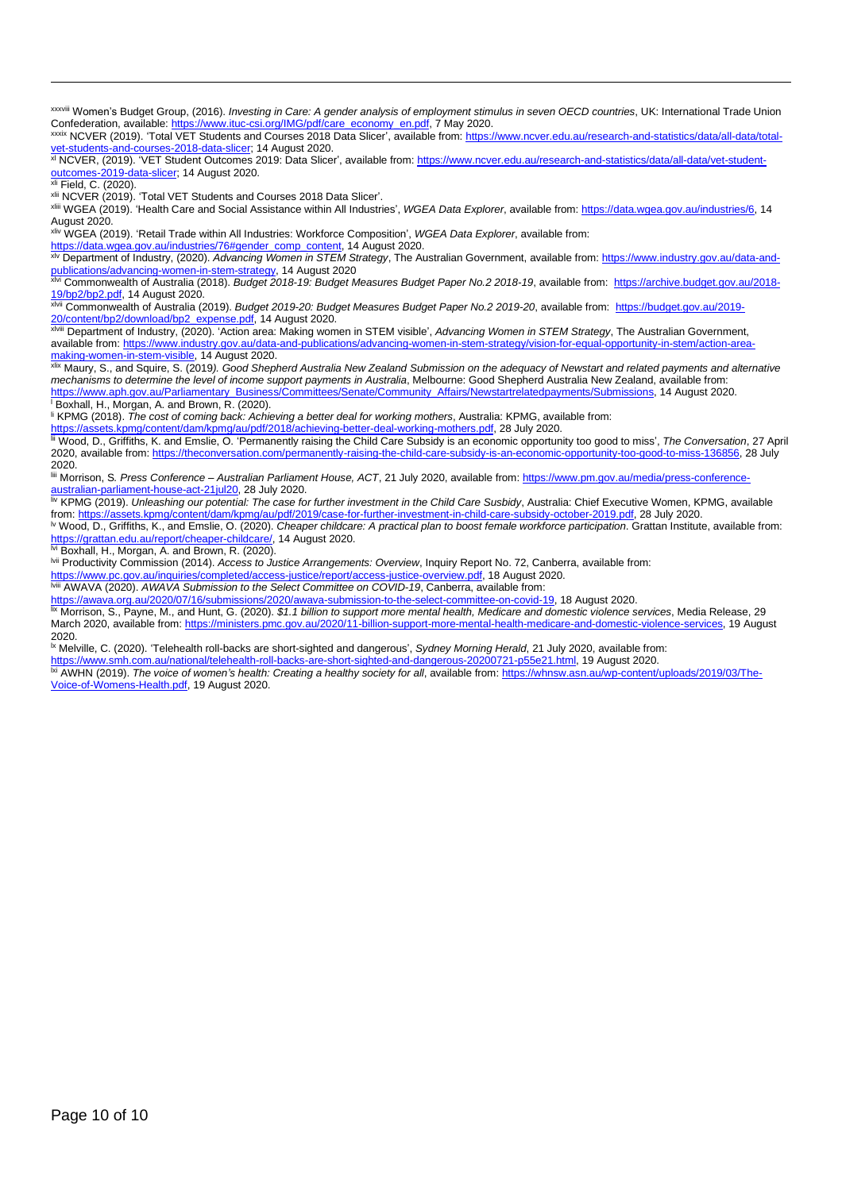[xxxviii] Women's Budget Group, (2016). *Investing in Care: A gender analysis of employment stimulus in seven OECD countries*, UK: International Trade Union Confederation, available: https://www.ituc-csi.org/IMG/pdf/care_economy_en.pdf, 7 May 2020.

[xxxix] NCVER (2019). 'Total VET Students and Courses 2018 Data Slicer', available from: https://www.ncver.edu.au/research-and-statistics/data/all-data/total-vet-students-and-courses-2018-data-slicer; 14 August 2020.

[xl] NCVER, (2019). 'VET Student Outcomes 2019: Data Slicer', available from: https://www.ncver.edu.au/research-and-statistics/data/all-data/vet-student-outcomes-2019-data-slicer; 14 August 2020.

[xli] Field, C. (2020).

[xlii] NCVER (2019). 'Total VET Students and Courses 2018 Data Slicer'.

[xliii] WGEA (2019). 'Health Care and Social Assistance within All Industries', *WGEA Data Explorer*, available from: https://data.wgea.gov.au/industries/6, 14 August 2020.

[xliv] WGEA (2019). 'Retail Trade within All Industries: Workforce Composition', *WGEA Data Explorer*, available from: https://data.wgea.gov.au/industries/76#gender_comp_content, 14 August 2020.

[xlv] Department of Industry, (2020). *Advancing Women in STEM Strategy*, The Australian Government, available from: https://www.industry.gov.au/data-and-publications/advancing-women-in-stem-strategy, 14 August 2020

[xlvi] Commonwealth of Australia (2018). *Budget 2018-19: Budget Measures Budget Paper No.2 2018-19*, available from: https://archive.budget.gov.au/2018-19/bp2/bp2.pdf, 14 August 2020.

[xlvii] Commonwealth of Australia (2019). *Budget 2019-20: Budget Measures Budget Paper No.2 2019-20*, available from: https://budget.gov.au/2019-20/content/bp2/download/bp2_expense.pdf, 14 August 2020.

[xlviii] Department of Industry, (2020). 'Action area: Making women in STEM visible', *Advancing Women in STEM Strategy*, The Australian Government, available from: https://www.industry.gov.au/data-and-publications/advancing-women-in-stem-strategy/vision-for-equal-opportunity-in-stem/action-area-making-women-in-stem-visible, 14 August 2020.

[xlix] Maury, S., and Squire, S. (2019*). Good Shepherd Australia New Zealand Submission on the adequacy of Newstart and related payments and alternative mechanisms to determine the level of income support payments in Australia*, Melbourne: Good Shepherd Australia New Zealand, available from: https://www.aph.gov.au/Parliamentary_Business/Committees/Senate/Community_Affairs/Newstartrelatedpayments/Submissions, 14 August 2020.

[l] Boxhall, H., Morgan, A. and Brown, R. (2020).

[li] KPMG (2018). *The cost of coming back: Achieving a better deal for working mothers*, Australia: KPMG, available from: https://assets.kpmg/content/dam/kpmg/au/pdf/2018/achieving-better-deal-working-mothers.pdf, 28 July 2020.

[lii] Wood, D., Griffiths, K. and Emslie, O. 'Permanently raising the Child Care Subsidy is an economic opportunity too good to miss', *The Conversation*, 27 April 2020, available from: https://theconversation.com/permanently-raising-the-child-care-subsidy-is-an-economic-opportunity-too-good-to-miss-136856, 28 July 2020.

[liii] Morrison, S*. Press Conference – Australian Parliament House, ACT*, 21 July 2020, available from: https://www.pm.gov.au/media/press-conference-australian-parliament-house-act-21jul20, 28 July 2020.

[liv] KPMG (2019). *Unleashing our potential: The case for further investment in the Child Care Susbidy*, Australia: Chief Executive Women, KPMG, available from: https://assets.kpmg/content/dam/kpmg/au/pdf/2019/case-for-further-investment-in-child-care-subsidy-october-2019.pdf, 28 July 2020.

[lv] Wood, D., Griffiths, K., and Emslie, O. (2020). *Cheaper childcare: A practical plan to boost female workforce participation*. Grattan Institute, available from: https://grattan.edu.au/report/cheaper-childcare/, 14 August 2020.

[lvi] Boxhall, H., Morgan, A. and Brown, R. (2020).

[lvii] Productivity Commission (2014). *Access to Justice Arrangements: Overview*, Inquiry Report No. 72, Canberra, available from: https://www.pc.gov.au/inquiries/completed/access-justice/report/access-justice-overview.pdf, 18 August 2020.

[lviii] AWAVA (2020). *AWAVA Submission to the Select Committee on COVID-19*, Canberra, available from: https://awava.org.au/2020/07/16/submissions/2020/awava-submission-to-the-select-committee-on-covid-19, 18 August 2020.

[lix] Morrison, S., Payne, M., and Hunt, G. (2020). *$1.1 billion to support more mental health, Medicare and domestic violence services*, Media Release, 29 March 2020, available from: https://ministers.pmc.gov.au/2020/11-billion-support-more-mental-health-medicare-and-domestic-violence-services, 19 August 2020.

[lx] Melville, C. (2020). 'Telehealth roll-backs are short-sighted and dangerous', *Sydney Morning Herald*, 21 July 2020, available from: https://www.smh.com.au/national/telehealth-roll-backs-are-short-sighted-and-dangerous-20200721-p55e21.html, 19 August 2020.

[lxi] AWHN (2019). *The voice of women's health: Creating a healthy society for all*, available from: https://whnsw.asn.au/wp-content/uploads/2019/03/The-Voice-of-Womens-Health.pdf, 19 August 2020.